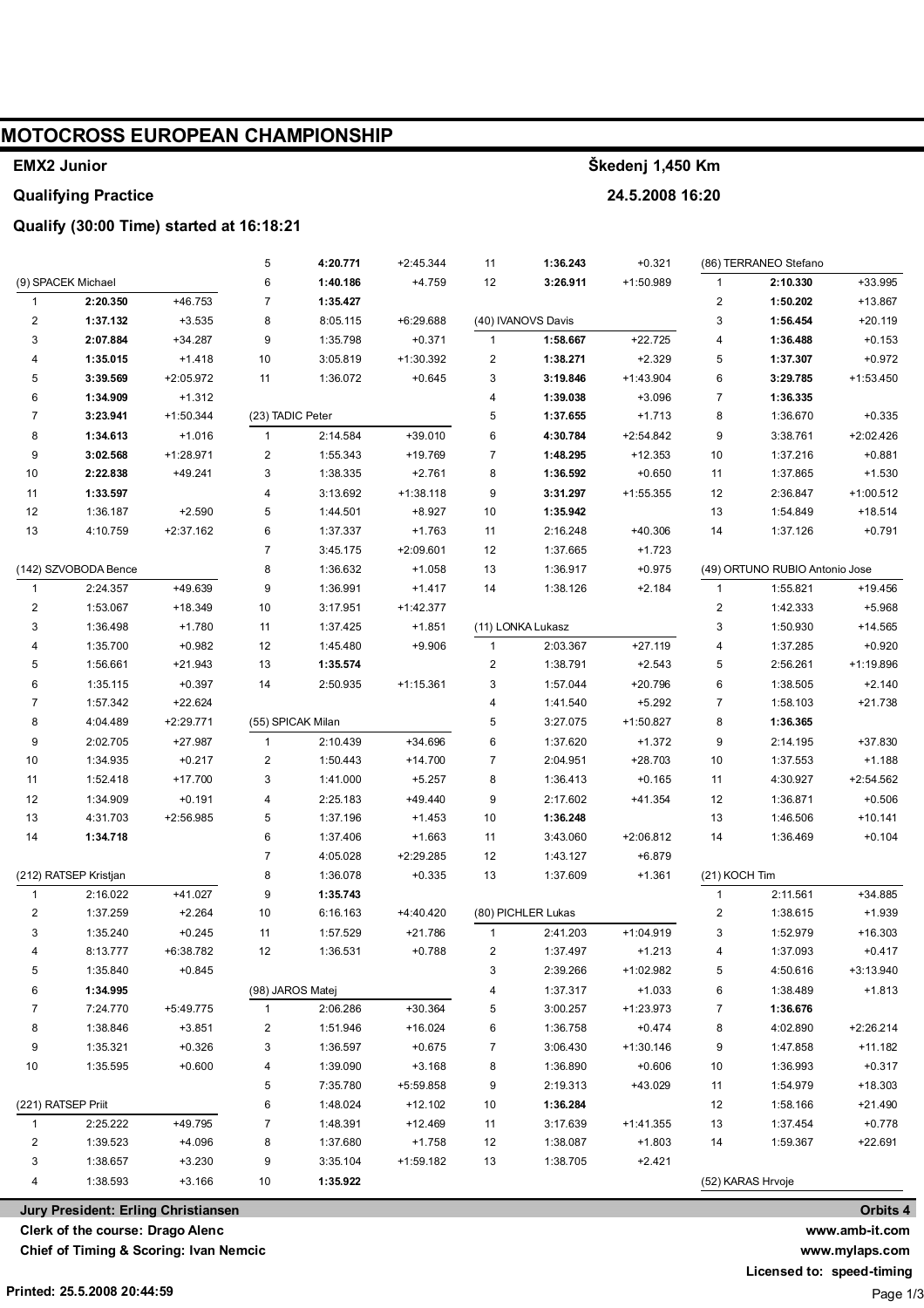# MOTOCROSS EUROPEAN CHAMPIONSHIP

**EMX2 Junior** — **Škedenj 1,450 Km**

**Qualifying Practice** — **24.5.2008 16:20**

**Qualify (30:00 Time) started at 16:18:21**

### (9) SPACEK Michael

| Lap | Time | Diff |
|---|---|---|
| 1 | **2:20.350** | +46.753 |
| 2 | **1:37.132** | +3.535 |
| 3 | **2:07.884** | +34.287 |
| 4 | **1:35.015** | +1.418 |
| 5 | **3:39.569** | +2:05.972 |
| 6 | **1:34.909** | +1.312 |
| 7 | **3:23.941** | +1:50.344 |
| 8 | **1:34.613** | +1.016 |
| 9 | **3:02.568** | +1:28.971 |
| 10 | **2:22.838** | +49.241 |
| 11 | **1:33.597** | |
| 12 | 1:36.187 | +2.590 |
| 13 | 4:10.759 | +2:37.162 |

### (142) SZVOBODA Bence

| Lap | Time | Diff |
|---|---|---|
| 1 | 2:24.357 | +49.639 |
| 2 | 1:53.067 | +18.349 |
| 3 | 1:36.498 | +1.780 |
| 4 | 1:35.700 | +0.982 |
| 5 | 1:56.661 | +21.943 |
| 6 | 1:35.115 | +0.397 |
| 7 | 1:57.342 | +22.624 |
| 8 | 4:04.489 | +2:29.771 |
| 9 | 2:02.705 | +27.987 |
| 10 | 1:34.935 | +0.217 |
| 11 | 1:52.418 | +17.700 |
| 12 | 1:34.909 | +0.191 |
| 13 | 4:31.703 | +2:56.985 |
| 14 | **1:34.718** | |

### (212) RATSEP Kristjan

| Lap | Time | Diff |
|---|---|---|
| 1 | 2:16.022 | +41.027 |
| 2 | 1:37.259 | +2.264 |
| 3 | 1:35.240 | +0.245 |
| 4 | 8:13.777 | +6:38.782 |
| 5 | 1:35.840 | +0.845 |
| 6 | **1:34.995** | |
| 7 | 7:24.770 | +5:49.775 |
| 8 | 1:38.846 | +3.851 |
| 9 | 1:35.321 | +0.326 |
| 10 | 1:35.595 | +0.600 |

### (221) RATSEP Priit

| Lap | Time | Diff |
|---|---|---|
| 1 | 2:25.222 | +49.795 |
| 2 | 1:39.523 | +4.096 |
| 3 | 1:38.657 | +3.230 |
| 4 | 1:38.593 | +3.166 |
| 5 | **4:20.771** | +2:45.344 |
| 6 | **1:40.186** | +4.759 |
| 7 | **1:35.427** | |
| 8 | 8:05.115 | +6:29.688 |
| 9 | 1:35.798 | +0.371 |
| 10 | 3:05.819 | +1:30.392 |
| 11 | 1:36.072 | +0.645 |

### (23) TADIC Peter

| Lap | Time | Diff |
|---|---|---|
| 1 | 2:14.584 | +39.010 |
| 2 | 1:55.343 | +19.769 |
| 3 | 1:38.335 | +2.761 |
| 4 | 3:13.692 | +1:38.118 |
| 5 | 1:44.501 | +8.927 |
| 6 | 1:37.337 | +1.763 |
| 7 | 3:45.175 | +2:09.601 |
| 8 | 1:36.632 | +1.058 |
| 9 | 1:36.991 | +1.417 |
| 10 | 3:17.951 | +1:42.377 |
| 11 | 1:37.425 | +1.851 |
| 12 | 1:45.480 | +9.906 |
| 13 | **1:35.574** | |
| 14 | 2:50.935 | +1:15.361 |

### (55) SPICAK Milan

| Lap | Time | Diff |
|---|---|---|
| 1 | 2:10.439 | +34.696 |
| 2 | 1:50.443 | +14.700 |
| 3 | 1:41.000 | +5.257 |
| 4 | 2:25.183 | +49.440 |
| 5 | 1:37.196 | +1.453 |
| 6 | 1:37.406 | +1.663 |
| 7 | 4:05.028 | +2:29.285 |
| 8 | 1:36.078 | +0.335 |
| 9 | **1:35.743** | |
| 10 | 6:16.163 | +4:40.420 |
| 11 | 1:57.529 | +21.786 |
| 12 | 1:36.531 | +0.788 |

### (98) JAROS Matej

| Lap | Time | Diff |
|---|---|---|
| 1 | 2:06.286 | +30.364 |
| 2 | 1:51.946 | +16.024 |
| 3 | 1:36.597 | +0.675 |
| 4 | 1:39.090 | +3.168 |
| 5 | 7:35.780 | +5:59.858 |
| 6 | 1:48.024 | +12.102 |
| 7 | 1:48.391 | +12.469 |
| 8 | 1:37.680 | +1.758 |
| 9 | 3:35.104 | +1:59.182 |
| 10 | **1:35.922** | |
| 11 | **1:36.243** | +0.321 |
| 12 | **3:26.911** | +1:50.989 |

### (40) IVANOVS Davis

| Lap | Time | Diff |
|---|---|---|
| 1 | **1:58.667** | +22.725 |
| 2 | **1:38.271** | +2.329 |
| 3 | **3:19.846** | +1:43.904 |
| 4 | **1:39.038** | +3.096 |
| 5 | **1:37.655** | +1.713 |
| 6 | **4:30.784** | +2:54.842 |
| 7 | **1:48.295** | +12.353 |
| 8 | **1:36.592** | +0.650 |
| 9 | **3:31.297** | +1:55.355 |
| 10 | **1:35.942** | |
| 11 | 2:16.248 | +40.306 |
| 12 | 1:37.665 | +1.723 |
| 13 | 1:36.917 | +0.975 |
| 14 | 1:38.126 | +2.184 |

### (11) LONKA Lukasz

| Lap | Time | Diff |
|---|---|---|
| 1 | 2:03.367 | +27.119 |
| 2 | 1:38.791 | +2.543 |
| 3 | 1:57.044 | +20.796 |
| 4 | 1:41.540 | +5.292 |
| 5 | 3:27.075 | +1:50.827 |
| 6 | 1:37.620 | +1.372 |
| 7 | 2:04.951 | +28.703 |
| 8 | 1:36.413 | +0.165 |
| 9 | 2:17.602 | +41.354 |
| 10 | **1:36.248** | |
| 11 | 3:43.060 | +2:06.812 |
| 12 | 1:43.127 | +6.879 |
| 13 | 1:37.609 | +1.361 |

### (80) PICHLER Lukas

| Lap | Time | Diff |
|---|---|---|
| 1 | 2:41.203 | +1:04.919 |
| 2 | 1:37.497 | +1.213 |
| 3 | 2:39.266 | +1:02.982 |
| 4 | 1:37.317 | +1.033 |
| 5 | 3:00.257 | +1:23.973 |
| 6 | 1:36.758 | +0.474 |
| 7 | 3:06.430 | +1:30.146 |
| 8 | 1:36.890 | +0.606 |
| 9 | 2:19.313 | +43.029 |
| 10 | **1:36.284** | |
| 11 | 3:17.639 | +1:41.355 |
| 12 | 1:38.087 | +1.803 |
| 13 | 1:38.705 | +2.421 |

### (86) TERRANEO Stefano

| Lap | Time | Diff |
|---|---|---|
| 1 | **2:10.330** | +33.995 |
| 2 | **1:50.202** | +13.867 |
| 3 | **1:56.454** | +20.119 |
| 4 | **1:36.488** | +0.153 |
| 5 | **1:37.307** | +0.972 |
| 6 | **3:29.785** | +1:53.450 |
| 7 | **1:36.335** | |
| 8 | 1:36.670 | +0.335 |
| 9 | 3:38.761 | +2:02.426 |
| 10 | 1:37.216 | +0.881 |
| 11 | 1:37.865 | +1.530 |
| 12 | 2:36.847 | +1:00.512 |
| 13 | 1:54.849 | +18.514 |
| 14 | 1:37.126 | +0.791 |

### (49) ORTUNO RUBIO Antonio Jose

| Lap | Time | Diff |
|---|---|---|
| 1 | 1:55.821 | +19.456 |
| 2 | 1:42.333 | +5.968 |
| 3 | 1:50.930 | +14.565 |
| 4 | 1:37.285 | +0.920 |
| 5 | 2:56.261 | +1:19.896 |
| 6 | 1:38.505 | +2.140 |
| 7 | 1:58.103 | +21.738 |
| 8 | **1:36.365** | |
| 9 | 2:14.195 | +37.830 |
| 10 | 1:37.553 | +1.188 |
| 11 | 4:30.927 | +2:54.562 |
| 12 | 1:36.871 | +0.506 |
| 13 | 1:46.506 | +10.141 |
| 14 | 1:36.469 | +0.104 |

### (21) KOCH Tim

| Lap | Time | Diff |
|---|---|---|
| 1 | 2:11.561 | +34.885 |
| 2 | 1:38.615 | +1.939 |
| 3 | 1:52.979 | +16.303 |
| 4 | 1:37.093 | +0.417 |
| 5 | 4:50.616 | +3:13.940 |
| 6 | 1:38.489 | +1.813 |
| 7 | **1:36.676** | |
| 8 | 4:02.890 | +2:26.214 |
| 9 | 1:47.858 | +11.182 |
| 10 | 1:36.993 | +0.317 |
| 11 | 1:54.979 | +18.303 |
| 12 | 1:58.166 | +21.490 |
| 13 | 1:37.454 | +0.778 |
| 14 | 1:59.367 | +22.691 |

### (52) KARAS Hrvoje

**Jury President: Erling Christiansen**
**Clerk of the course: Drago Alenc**
**Chief of Timing & Scoring: Ivan Nemcic**

**Orbits 4**
**www.amb-it.com**
**www.mylaps.com**
**Licensed to: speed-timing**

**Printed: 25.5.2008 20:44:59**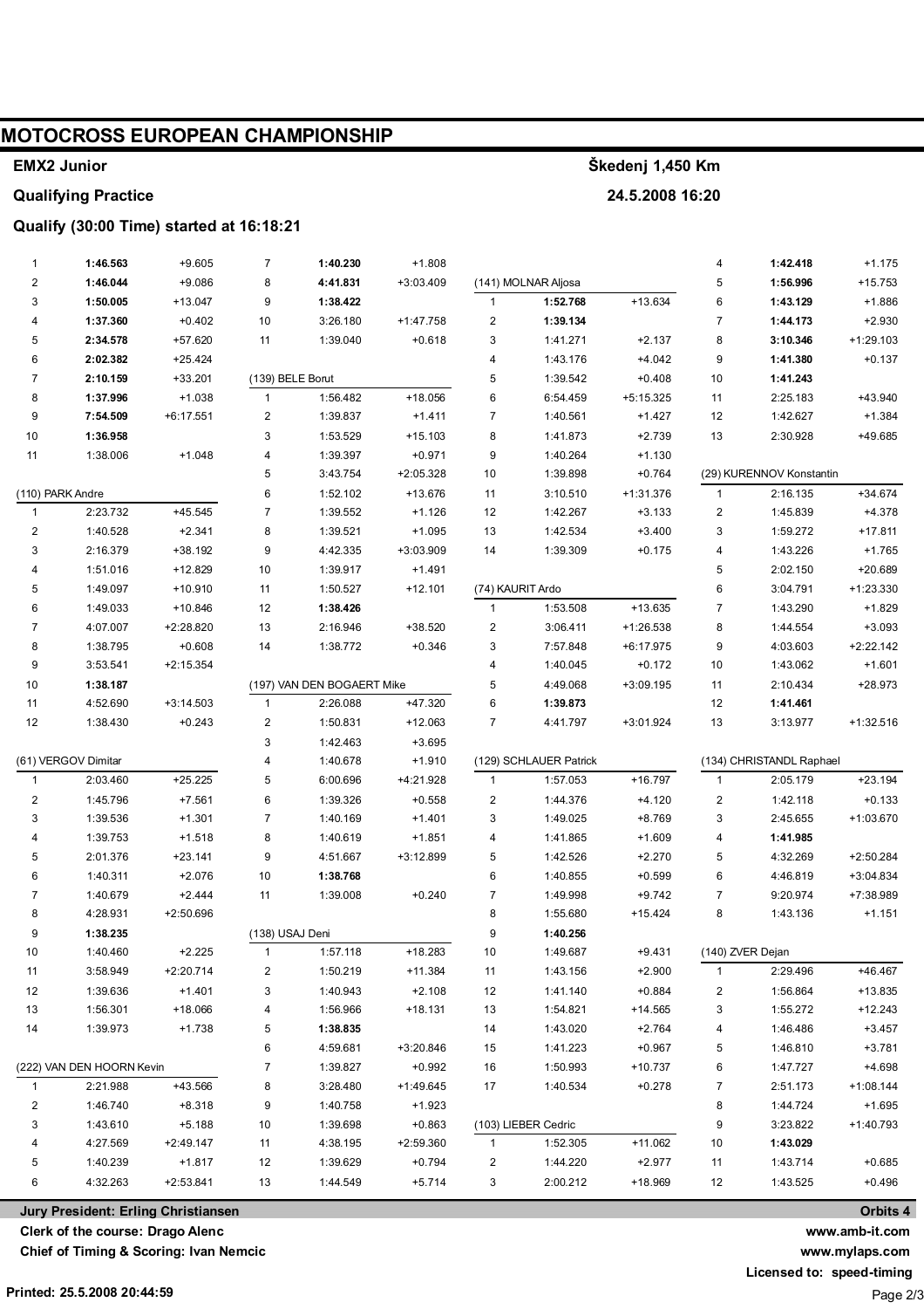# MOTOCROSS EUROPEAN CHAMPIONSHIP

**EMX2 Junior** — **Škedenj 1,450 Km**

**Qualifying Practice** — **24.5.2008 16:20**

**Qualify (30:00 Time) started at 16:18:21**

| Lap | Time | Diff |
|---|---|---|
| 1 | **1:46.563** | +9.605 |
| 2 | **1:46.044** | +9.086 |
| 3 | **1:50.005** | +13.047 |
| 4 | **1:37.360** | +0.402 |
| 5 | **2:34.578** | +57.620 |
| 6 | **2:02.382** | +25.424 |
| 7 | **2:10.159** | +33.201 |
| 8 | **1:37.996** | +1.038 |
| 9 | **7:54.509** | +6:17.551 |
| 10 | **1:36.958** | |
| 11 | 1:38.006 | +1.048 |

**(110) PARK Andre**

| Lap | Time | Diff |
|---|---|---|
| 1 | 2:23.732 | +45.545 |
| 2 | 1:40.528 | +2.341 |
| 3 | 2:16.379 | +38.192 |
| 4 | 1:51.016 | +12.829 |
| 5 | 1:49.097 | +10.910 |
| 6 | 1:49.033 | +10.846 |
| 7 | 4:07.007 | +2:28.820 |
| 8 | 1:38.795 | +0.608 |
| 9 | 3:53.541 | +2:15.354 |
| 10 | **1:38.187** | |
| 11 | 4:52.690 | +3:14.503 |
| 12 | 1:38.430 | +0.243 |

**(61) VERGOV Dimitar**

| Lap | Time | Diff |
|---|---|---|
| 1 | 2:03.460 | +25.225 |
| 2 | 1:45.796 | +7.561 |
| 3 | 1:39.536 | +1.301 |
| 4 | 1:39.753 | +1.518 |
| 5 | 2:01.376 | +23.141 |
| 6 | 1:40.311 | +2.076 |
| 7 | 1:40.679 | +2.444 |
| 8 | 4:28.931 | +2:50.696 |
| 9 | **1:38.235** | |
| 10 | 1:40.460 | +2.225 |
| 11 | 3:58.949 | +2:20.714 |
| 12 | 1:39.636 | +1.401 |
| 13 | 1:56.301 | +18.066 |
| 14 | 1:39.973 | +1.738 |

**(222) VAN DEN HOORN Kevin**

| Lap | Time | Diff |
|---|---|---|
| 1 | 2:21.988 | +43.566 |
| 2 | 1:46.740 | +8.318 |
| 3 | 1:43.610 | +5.188 |
| 4 | 4:27.569 | +2:49.147 |
| 5 | 1:40.239 | +1.817 |
| 6 | 4:32.263 | +2:53.841 |
| 7 | **1:40.230** | +1.808 |
| 8 | **4:41.831** | +3:03.409 |
| 9 | **1:38.422** | |
| 10 | 3:26.180 | +1:47.758 |
| 11 | 1:39.040 | +0.618 |

**(139) BELE Borut**

| Lap | Time | Diff |
|---|---|---|
| 1 | 1:56.482 | +18.056 |
| 2 | 1:39.837 | +1.411 |
| 3 | 1:53.529 | +15.103 |
| 4 | 1:39.397 | +0.971 |
| 5 | 3:43.754 | +2:05.328 |
| 6 | 1:52.102 | +13.676 |
| 7 | 1:39.552 | +1.126 |
| 8 | 1:39.521 | +1.095 |
| 9 | 4:42.335 | +3:03.909 |
| 10 | 1:39.917 | +1.491 |
| 11 | 1:50.527 | +12.101 |
| 12 | **1:38.426** | |
| 13 | 2:16.946 | +38.520 |
| 14 | 1:38.772 | +0.346 |

**(197) VAN DEN BOGAERT Mike**

| Lap | Time | Diff |
|---|---|---|
| 1 | 2:26.088 | +47.320 |
| 2 | 1:50.831 | +12.063 |
| 3 | 1:42.463 | +3.695 |
| 4 | 1:40.678 | +1.910 |
| 5 | 6:00.696 | +4:21.928 |
| 6 | 1:39.326 | +0.558 |
| 7 | 1:40.169 | +1.401 |
| 8 | 1:40.619 | +1.851 |
| 9 | 4:51.667 | +3:12.899 |
| 10 | **1:38.768** | |
| 11 | 1:39.008 | +0.240 |

**(138) USAJ Deni**

| Lap | Time | Diff |
|---|---|---|
| 1 | 1:57.118 | +18.283 |
| 2 | 1:50.219 | +11.384 |
| 3 | 1:40.943 | +2.108 |
| 4 | 1:56.966 | +18.131 |
| 5 | **1:38.835** | |
| 6 | 4:59.681 | +3:20.846 |
| 7 | 1:39.827 | +0.992 |
| 8 | 3:28.480 | +1:49.645 |
| 9 | 1:40.758 | +1.923 |
| 10 | 1:39.698 | +0.863 |
| 11 | 4:38.195 | +2:59.360 |
| 12 | 1:39.629 | +0.794 |
| 13 | 1:44.549 | +5.714 |

**(141) MOLNAR Aljosa**

| Lap | Time | Diff |
|---|---|---|
| 1 | **1:52.768** | +13.634 |
| 2 | **1:39.134** | |
| 3 | 1:41.271 | +2.137 |
| 4 | 1:43.176 | +4.042 |
| 5 | 1:39.542 | +0.408 |
| 6 | 6:54.459 | +5:15.325 |
| 7 | 1:40.561 | +1.427 |
| 8 | 1:41.873 | +2.739 |
| 9 | 1:40.264 | +1.130 |
| 10 | 1:39.898 | +0.764 |
| 11 | 3:10.510 | +1:31.376 |
| 12 | 1:42.267 | +3.133 |
| 13 | 1:42.534 | +3.400 |
| 14 | 1:39.309 | +0.175 |

**(74) KAURIT Ardo**

| Lap | Time | Diff |
|---|---|---|
| 1 | 1:53.508 | +13.635 |
| 2 | 3:06.411 | +1:26.538 |
| 3 | 7:57.848 | +6:17.975 |
| 4 | 1:40.045 | +0.172 |
| 5 | 4:49.068 | +3:09.195 |
| 6 | **1:39.873** | |
| 7 | 4:41.797 | +3:01.924 |

**(129) SCHLAUER Patrick**

| Lap | Time | Diff |
|---|---|---|
| 1 | 1:57.053 | +16.797 |
| 2 | 1:44.376 | +4.120 |
| 3 | 1:49.025 | +8.769 |
| 4 | 1:41.865 | +1.609 |
| 5 | 1:42.526 | +2.270 |
| 6 | 1:40.855 | +0.599 |
| 7 | 1:49.998 | +9.742 |
| 8 | 1:55.680 | +15.424 |
| 9 | **1:40.256** | |
| 10 | 1:49.687 | +9.431 |
| 11 | 1:43.156 | +2.900 |
| 12 | 1:41.140 | +0.884 |
| 13 | 1:54.821 | +14.565 |
| 14 | 1:43.020 | +2.764 |
| 15 | 1:41.223 | +0.967 |
| 16 | 1:50.993 | +10.737 |
| 17 | 1:40.534 | +0.278 |

**(103) LIEBER Cedric**

| Lap | Time | Diff |
|---|---|---|
| 1 | 1:52.305 | +11.062 |
| 2 | 1:44.220 | +2.977 |
| 3 | 2:00.212 | +18.969 |
| 4 | **1:42.418** | +1.175 |
| 5 | **1:56.996** | +15.753 |
| 6 | **1:43.129** | +1.886 |
| 7 | **1:44.173** | +2.930 |
| 8 | **3:10.346** | +1:29.103 |
| 9 | **1:41.380** | +0.137 |
| 10 | **1:41.243** | |
| 11 | 2:25.183 | +43.940 |
| 12 | 1:42.627 | +1.384 |
| 13 | 2:30.928 | +49.685 |

**(29) KURENNOV Konstantin**

| Lap | Time | Diff |
|---|---|---|
| 1 | 2:16.135 | +34.674 |
| 2 | 1:45.839 | +4.378 |
| 3 | 1:59.272 | +17.811 |
| 4 | 1:43.226 | +1.765 |
| 5 | 2:02.150 | +20.689 |
| 6 | 3:04.791 | +1:23.330 |
| 7 | 1:43.290 | +1.829 |
| 8 | 1:44.554 | +3.093 |
| 9 | 4:03.603 | +2:22.142 |
| 10 | 1:43.062 | +1.601 |
| 11 | 2:10.434 | +28.973 |
| 12 | **1:41.461** | |
| 13 | 3:13.977 | +1:32.516 |

**(134) CHRISTANDL Raphael**

| Lap | Time | Diff |
|---|---|---|
| 1 | 2:05.179 | +23.194 |
| 2 | 1:42.118 | +0.133 |
| 3 | 2:45.655 | +1:03.670 |
| 4 | **1:41.985** | |
| 5 | 4:32.269 | +2:50.284 |
| 6 | 4:46.819 | +3:04.834 |
| 7 | 9:20.974 | +7:38.989 |
| 8 | 1:43.136 | +1.151 |

**(140) ZVER Dejan**

| Lap | Time | Diff |
|---|---|---|
| 1 | 2:29.496 | +46.467 |
| 2 | 1:56.864 | +13.835 |
| 3 | 1:55.272 | +12.243 |
| 4 | 1:46.486 | +3.457 |
| 5 | 1:46.810 | +3.781 |
| 6 | 1:47.727 | +4.698 |
| 7 | 2:51.173 | +1:08.144 |
| 8 | 1:44.724 | +1.695 |
| 9 | 3:23.822 | +1:40.793 |
| 10 | **1:43.029** | |
| 11 | 1:43.714 | +0.685 |
| 12 | 1:43.525 | +0.496 |

**Jury President: Erling Christiansen** — **Orbits 4**

**Clerk of the course: Drago Alenc** — **www.amb-it.com**

**Chief of Timing & Scoring: Ivan Nemcic** — **www.mylaps.com**

**Licensed to: speed-timing**

**Printed: 25.5.2008 20:44:59**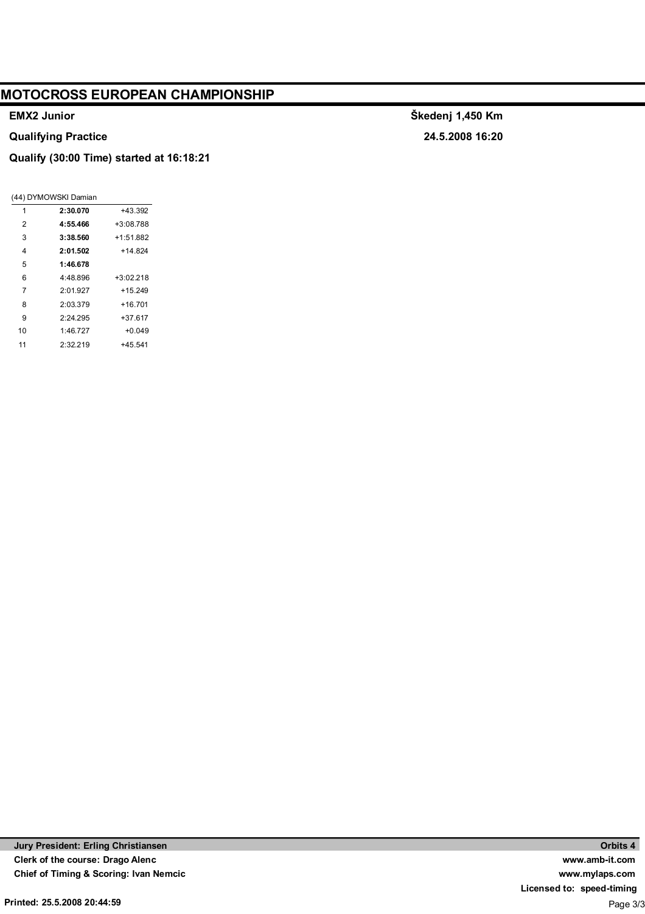# MOTOCROSS EUROPEAN CHAMPIONSHIP

**EMX2 Junior** **Škedenj 1,450 Km**

**Qualifying Practice** **24.5.2008 16:20**

**Qualify (30:00 Time) started at 16:18:21**

(44) DYMOWSKI Damian

| | | |
|---|---|---|
| 1 | **2:30.070** | +43.392 |
| 2 | **4:55.466** | +3:08.788 |
| 3 | **3:38.560** | +1:51.882 |
| 4 | **2:01.502** | +14.824 |
| 5 | **1:46.678** | |
| 6 | 4:48.896 | +3:02.218 |
| 7 | 2:01.927 | +15.249 |
| 8 | 2:03.379 | +16.701 |
| 9 | 2:24.295 | +37.617 |
| 10 | 1:46.727 | +0.049 |
| 11 | 2:32.219 | +45.541 |

**Jury President: Erling Christiansen** **Orbits 4**

**Clerk of the course: Drago Alenc** **www.amb-it.com**

**Chief of Timing & Scoring: Ivan Nemcic** **www.mylaps.com**

**Licensed to: speed-timing**

**Printed: 25.5.2008 20:44:59**